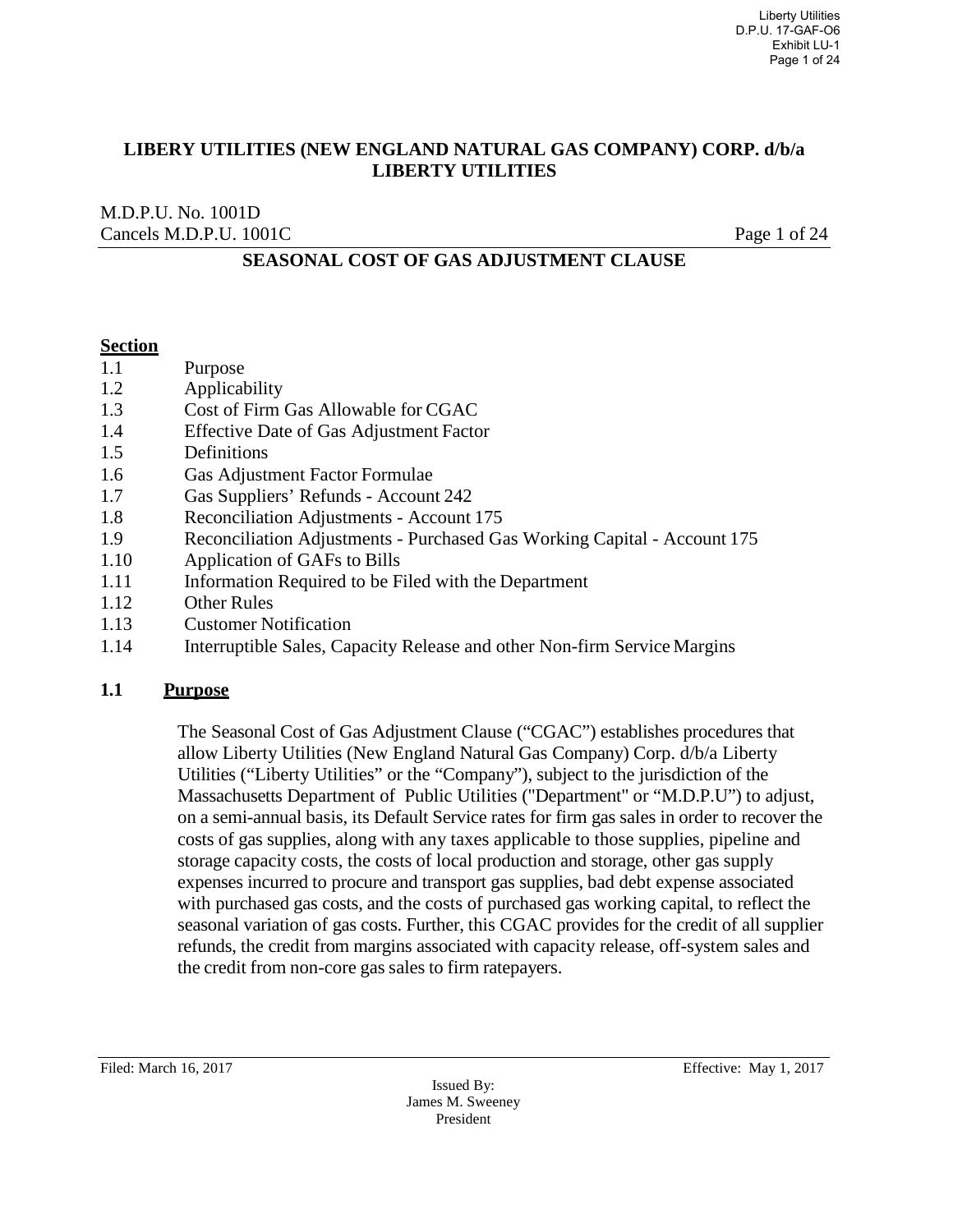**LIBERY UTILITIES (NEW ENGLAND NATURAL GAS COMPANY) CORP. d/b/a LIBERTY UTILITIES**

M.D.P.U. No. 1001D
Cancels M.D.P.U. 1001C

**SEASONAL COST OF GAS ADJUSTMENT CLAUSE**

**Section**

| | |
|---|---|
| 1.1 | Purpose |
| 1.2 | Applicability |
| 1.3 | Cost of Firm Gas Allowable for CGAC |
| 1.4 | Effective Date of Gas Adjustment Factor |
| 1.5 | Definitions |
| 1.6 | Gas Adjustment Factor Formulae |
| 1.7 | Gas Suppliers' Refunds - Account 242 |
| 1.8 | Reconciliation Adjustments - Account 175 |
| 1.9 | Reconciliation Adjustments - Purchased Gas Working Capital - Account 175 |
| 1.10 | Application of GAFs to Bills |
| 1.11 | Information Required to be Filed with the Department |
| 1.12 | Other Rules |
| 1.13 | Customer Notification |
| 1.14 | Interruptible Sales, Capacity Release and other Non-firm Service Margins |

## 1.1 Purpose

The Seasonal Cost of Gas Adjustment Clause ("CGAC") establishes procedures that allow Liberty Utilities (New England Natural Gas Company) Corp. d/b/a Liberty Utilities ("Liberty Utilities" or the "Company"), subject to the jurisdiction of the Massachusetts Department of Public Utilities ("Department" or "M.D.P.U") to adjust, on a semi-annual basis, its Default Service rates for firm gas sales in order to recover the costs of gas supplies, along with any taxes applicable to those supplies, pipeline and storage capacity costs, the costs of local production and storage, other gas supply expenses incurred to procure and transport gas supplies, bad debt expense associated with purchased gas costs, and the costs of purchased gas working capital, to reflect the seasonal variation of gas costs. Further, this CGAC provides for the credit of all supplier refunds, the credit from margins associated with capacity release, off-system sales and the credit from non-core gas sales to firm ratepayers.

Filed: March 16, 2017 | Effective: May 1, 2017

Issued By:
James M. Sweeney
President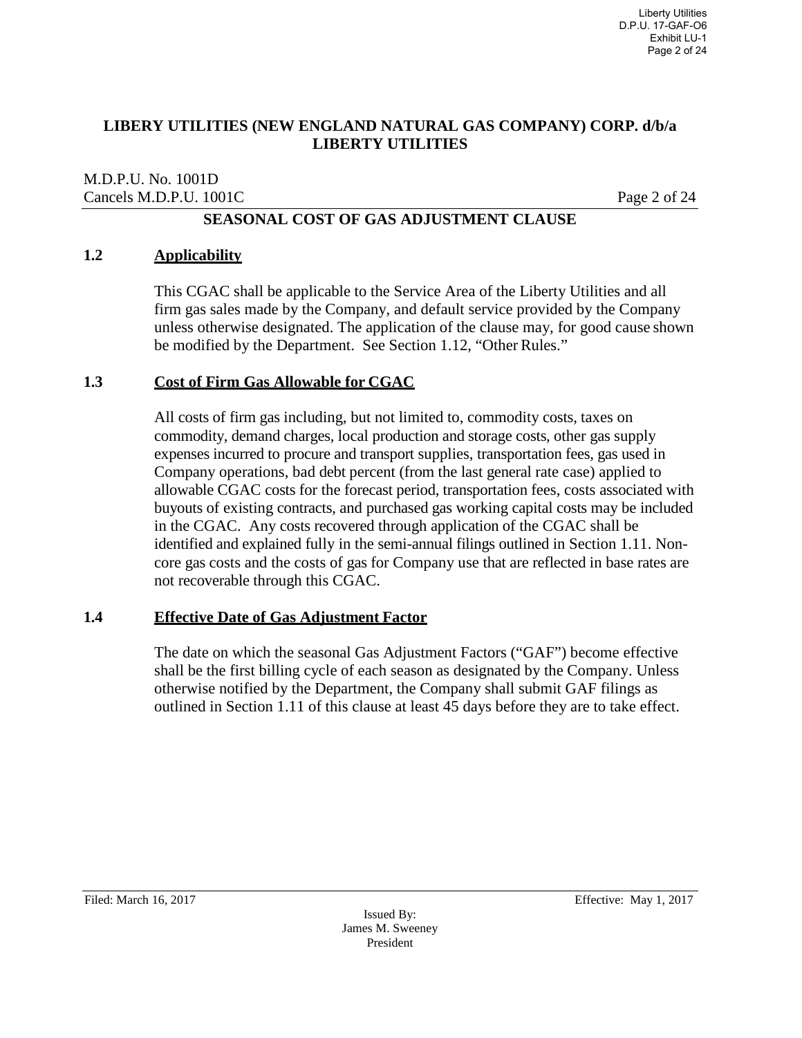## LIBERY UTILITIES (NEW ENGLAND NATURAL GAS COMPANY) CORP. d/b/a LIBERTY UTILITIES

M.D.P.U. No. 1001D
Cancels M.D.P.U. 1001C

### SEASONAL COST OF GAS ADJUSTMENT CLAUSE

**1.2 Applicability**

This CGAC shall be applicable to the Service Area of the Liberty Utilities and all firm gas sales made by the Company, and default service provided by the Company unless otherwise designated. The application of the clause may, for good cause shown be modified by the Department. See Section 1.12, "Other Rules."

**1.3 Cost of Firm Gas Allowable for CGAC**

All costs of firm gas including, but not limited to, commodity costs, taxes on commodity, demand charges, local production and storage costs, other gas supply expenses incurred to procure and transport supplies, transportation fees, gas used in Company operations, bad debt percent (from the last general rate case) applied to allowable CGAC costs for the forecast period, transportation fees, costs associated with buyouts of existing contracts, and purchased gas working capital costs may be included in the CGAC. Any costs recovered through application of the CGAC shall be identified and explained fully in the semi-annual filings outlined in Section 1.11. Non-core gas costs and the costs of gas for Company use that are reflected in base rates are not recoverable through this CGAC.

**1.4 Effective Date of Gas Adjustment Factor**

The date on which the seasonal Gas Adjustment Factors ("GAF") become effective shall be the first billing cycle of each season as designated by the Company. Unless otherwise notified by the Department, the Company shall submit GAF filings as outlined in Section 1.11 of this clause at least 45 days before they are to take effect.

Filed: March 16, 2017 Effective: May 1, 2017

Issued By:
James M. Sweeney
President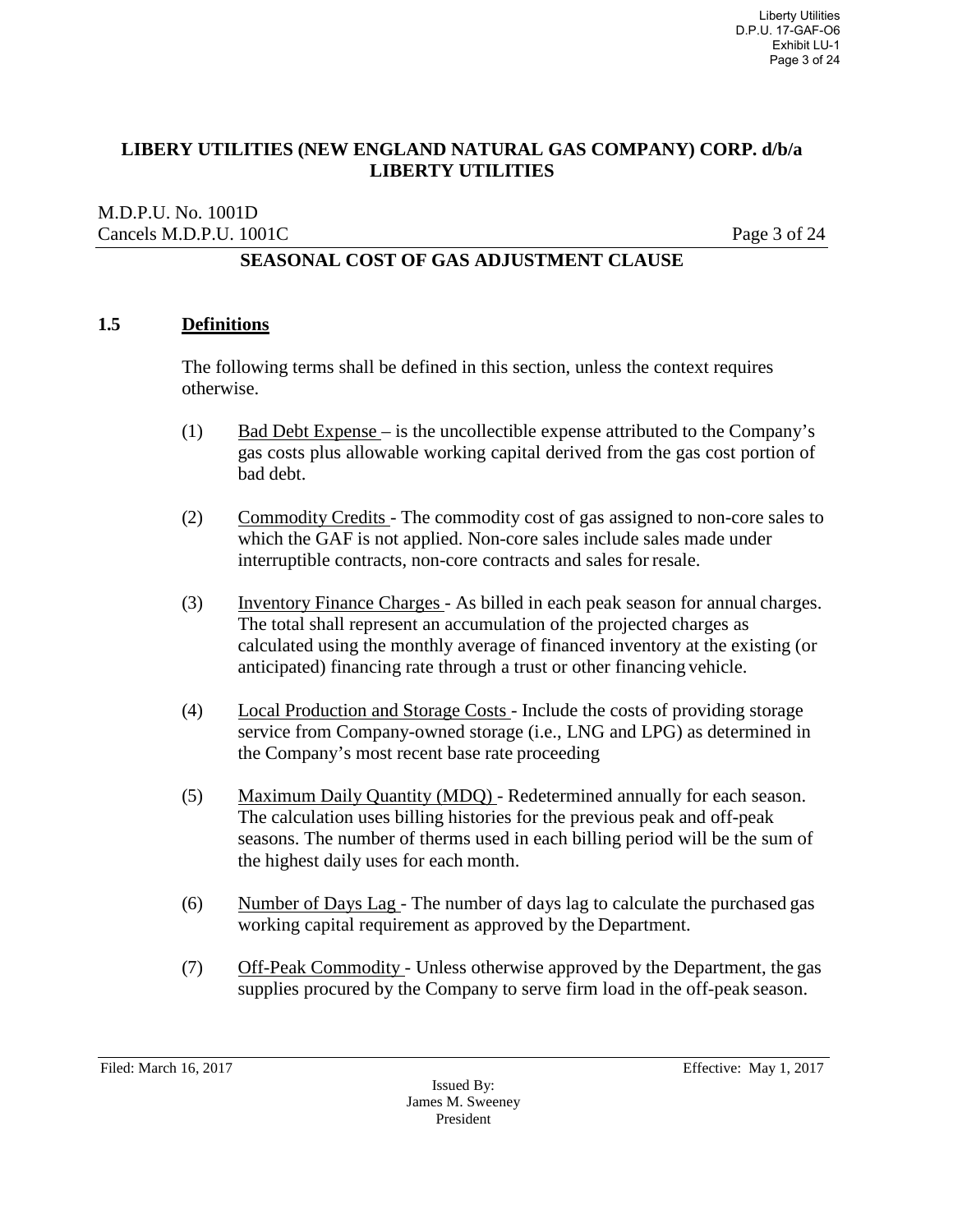**LIBERY UTILITIES (NEW ENGLAND NATURAL GAS COMPANY) CORP. d/b/a LIBERTY UTILITIES**

M.D.P.U. No. 1001D
Cancels M.D.P.U. 1001C

**SEASONAL COST OF GAS ADJUSTMENT CLAUSE**

## 1.5 Definitions

The following terms shall be defined in this section, unless the context requires otherwise.

(1) Bad Debt Expense – is the uncollectible expense attributed to the Company's gas costs plus allowable working capital derived from the gas cost portion of bad debt.

(2) Commodity Credits - The commodity cost of gas assigned to non-core sales to which the GAF is not applied. Non-core sales include sales made under interruptible contracts, non-core contracts and sales for resale.

(3) Inventory Finance Charges - As billed in each peak season for annual charges. The total shall represent an accumulation of the projected charges as calculated using the monthly average of financed inventory at the existing (or anticipated) financing rate through a trust or other financing vehicle.

(4) Local Production and Storage Costs - Include the costs of providing storage service from Company-owned storage (i.e., LNG and LPG) as determined in the Company's most recent base rate proceeding

(5) Maximum Daily Quantity (MDQ) - Redetermined annually for each season. The calculation uses billing histories for the previous peak and off-peak seasons. The number of therms used in each billing period will be the sum of the highest daily uses for each month.

(6) Number of Days Lag - The number of days lag to calculate the purchased gas working capital requirement as approved by the Department.

(7) Off-Peak Commodity - Unless otherwise approved by the Department, the gas supplies procured by the Company to serve firm load in the off-peak season.

Filed: March 16, 2017 Effective: May 1, 2017

Issued By:
James M. Sweeney
President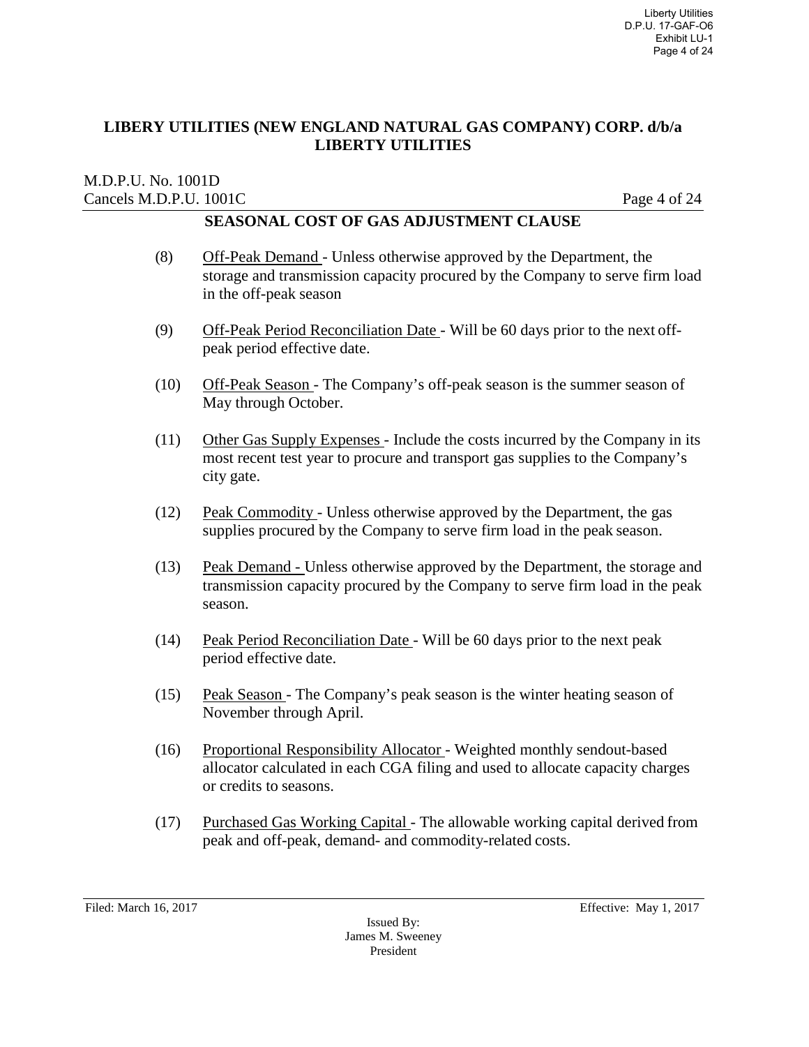## LIBERY UTILITIES (NEW ENGLAND NATURAL GAS COMPANY) CORP. d/b/a LIBERTY UTILITIES

M.D.P.U. No. 1001D
Cancels M.D.P.U. 1001C

### SEASONAL COST OF GAS ADJUSTMENT CLAUSE

(8) Off-Peak Demand - Unless otherwise approved by the Department, the storage and transmission capacity procured by the Company to serve firm load in the off-peak season

(9) Off-Peak Period Reconciliation Date - Will be 60 days prior to the next off-peak period effective date.

(10) Off-Peak Season - The Company's off-peak season is the summer season of May through October.

(11) Other Gas Supply Expenses - Include the costs incurred by the Company in its most recent test year to procure and transport gas supplies to the Company's city gate.

(12) Peak Commodity - Unless otherwise approved by the Department, the gas supplies procured by the Company to serve firm load in the peak season.

(13) Peak Demand - Unless otherwise approved by the Department, the storage and transmission capacity procured by the Company to serve firm load in the peak season.

(14) Peak Period Reconciliation Date - Will be 60 days prior to the next peak period effective date.

(15) Peak Season - The Company's peak season is the winter heating season of November through April.

(16) Proportional Responsibility Allocator - Weighted monthly sendout-based allocator calculated in each CGA filing and used to allocate capacity charges or credits to seasons.

(17) Purchased Gas Working Capital - The allowable working capital derived from peak and off-peak, demand- and commodity-related costs.

Filed: March 16, 2017 Effective: May 1, 2017

Issued By:
James M. Sweeney
President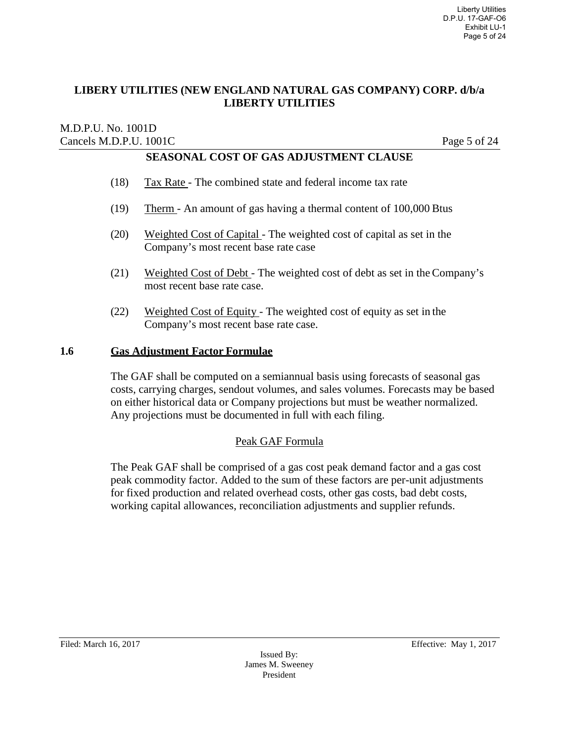**LIBERY UTILITIES (NEW ENGLAND NATURAL GAS COMPANY) CORP. d/b/a LIBERTY UTILITIES**

M.D.P.U. No. 1001D
Cancels M.D.P.U. 1001C

**SEASONAL COST OF GAS ADJUSTMENT CLAUSE**

(18) Tax Rate - The combined state and federal income tax rate

(19) Therm - An amount of gas having a thermal content of 100,000 Btus

(20) Weighted Cost of Capital - The weighted cost of capital as set in the Company's most recent base rate case

(21) Weighted Cost of Debt - The weighted cost of debt as set in the Company's most recent base rate case.

(22) Weighted Cost of Equity - The weighted cost of equity as set in the Company's most recent base rate case.

## 1.6 Gas Adjustment Factor Formulae

The GAF shall be computed on a semiannual basis using forecasts of seasonal gas costs, carrying charges, sendout volumes, and sales volumes. Forecasts may be based on either historical data or Company projections but must be weather normalized. Any projections must be documented in full with each filing.

### Peak GAF Formula

The Peak GAF shall be comprised of a gas cost peak demand factor and a gas cost peak commodity factor. Added to the sum of these factors are per-unit adjustments for fixed production and related overhead costs, other gas costs, bad debt costs, working capital allowances, reconciliation adjustments and supplier refunds.

Filed: March 16, 2017

Effective: May 1, 2017

Issued By:
James M. Sweeney
President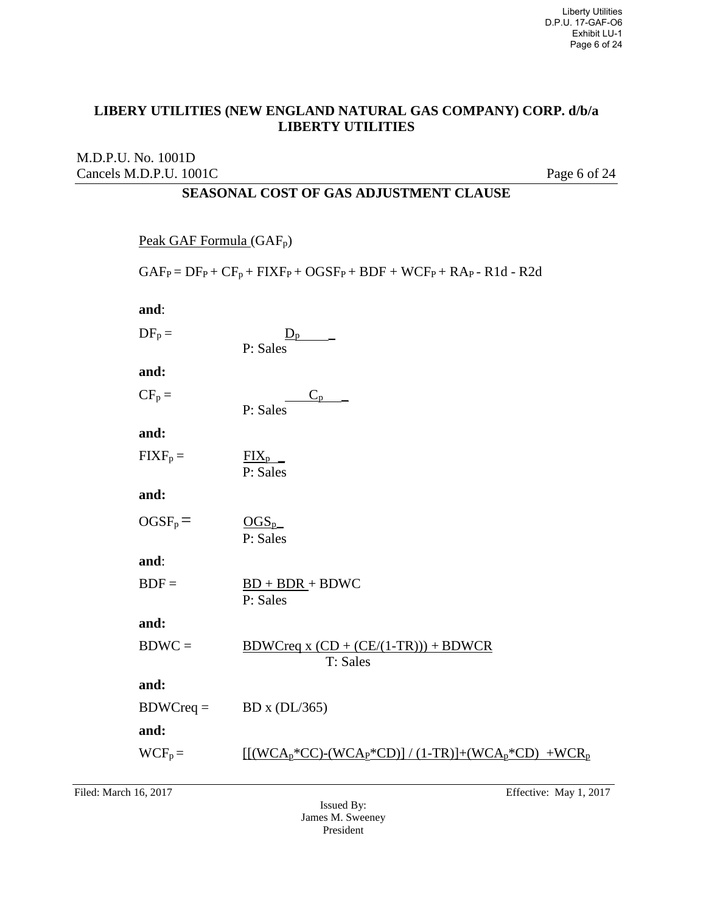**LIBERY UTILITIES (NEW ENGLAND NATURAL GAS COMPANY) CORP. d/b/a LIBERTY UTILITIES**

M.D.P.U. No. 1001D
Cancels M.D.P.U. 1001C

## SEASONAL COST OF GAS ADJUSTMENT CLAUSE

Peak GAF Formula ($GAF_p$)

$$GAF_P = DF_P + CF_p + FIXF_P + OGSF_P + BDF + WCF_P + RA_P - R1d - R2d$$

**and**:

$$DF_p = \frac{D_p}{P: Sales}$$

**and:**

$$CF_p = \frac{C_p}{P: Sales}$$

**and:**

$$FIXF_p = \frac{FIX_p}{P: Sales}$$

**and:**

$$OGSF_p = \frac{OGS_p}{P: Sales}$$

**and**:

$$BDF = \frac{BD + BDR}{P: Sales} + BDWC$$

**and:**

$$BDWC = \frac{BDWCreq \times (CD + (CE/(1-TR))) + BDWCR}{T: Sales}$$

**and:**

$$BDWCreq = BD \times (DL/365)$$

**and:**

$$WCF_p = [[(WCA_p*CC)-(WCA_P*CD)] / (1-TR)]+(WCA_p*CD) +WCR_p$$

Filed: March 16, 2017

Effective: May 1, 2017

Issued By:
James M. Sweeney
President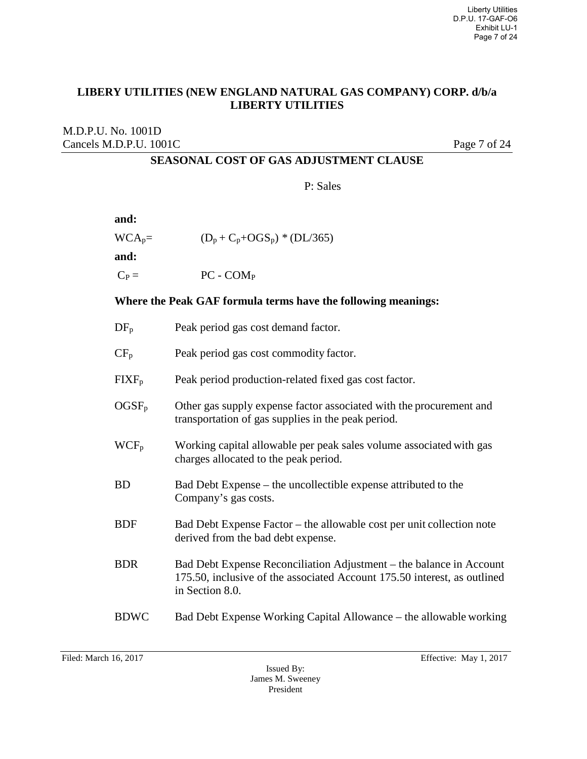**LIBERY UTILITIES (NEW ENGLAND NATURAL GAS COMPANY) CORP. d/b/a LIBERTY UTILITIES**

M.D.P.U. No. 1001D
Cancels M.D.P.U. 1001C

## SEASONAL COST OF GAS ADJUSTMENT CLAUSE

P: Sales

**and:**

$WCA_p =$ $(D_p + C_p + OGS_p) * (DL/365)$

**and:**

$C_P =$ $PC - COM_P$

**Where the Peak GAF formula terms have the following meanings:**

| | |
|---|---|
| $DF_p$ | Peak period gas cost demand factor. |
| $CF_p$ | Peak period gas cost commodity factor. |
| $FIXF_p$ | Peak period production-related fixed gas cost factor. |
| $OGSF_p$ | Other gas supply expense factor associated with the procurement and transportation of gas supplies in the peak period. |
| $WCF_p$ | Working capital allowable per peak sales volume associated with gas charges allocated to the peak period. |
| BD | Bad Debt Expense – the uncollectible expense attributed to the Company's gas costs. |
| BDF | Bad Debt Expense Factor – the allowable cost per unit collection note derived from the bad debt expense. |
| BDR | Bad Debt Expense Reconciliation Adjustment – the balance in Account 175.50, inclusive of the associated Account 175.50 interest, as outlined in Section 8.0. |
| BDWC | Bad Debt Expense Working Capital Allowance – the allowable working |

Filed: March 16, 2017 Effective: May 1, 2017

Issued By:
James M. Sweeney
President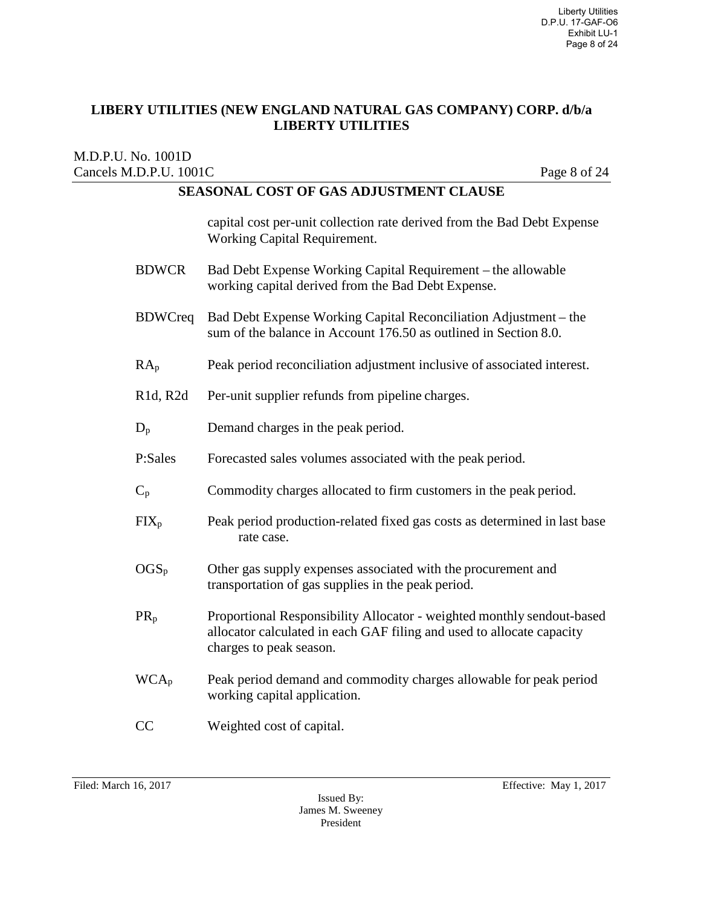**LIBERY UTILITIES (NEW ENGLAND NATURAL GAS COMPANY) CORP. d/b/a LIBERTY UTILITIES**

M.D.P.U. No. 1001D
Cancels M.D.P.U. 1001C

## SEASONAL COST OF GAS ADJUSTMENT CLAUSE

capital cost per-unit collection rate derived from the Bad Debt Expense Working Capital Requirement.

| | |
|---|---|
| BDWCR | Bad Debt Expense Working Capital Requirement – the allowable working capital derived from the Bad Debt Expense. |
| BDWCreq | Bad Debt Expense Working Capital Reconciliation Adjustment – the sum of the balance in Account 176.50 as outlined in Section 8.0. |
| $RA_p$ | Peak period reconciliation adjustment inclusive of associated interest. |
| R1d, R2d | Per-unit supplier refunds from pipeline charges. |
| $D_p$ | Demand charges in the peak period. |
| P:Sales | Forecasted sales volumes associated with the peak period. |
| $C_p$ | Commodity charges allocated to firm customers in the peak period. |
| $FIX_p$ | Peak period production-related fixed gas costs as determined in last base rate case. |
| $OGS_p$ | Other gas supply expenses associated with the procurement and transportation of gas supplies in the peak period. |
| $PR_p$ | Proportional Responsibility Allocator - weighted monthly sendout-based allocator calculated in each GAF filing and used to allocate capacity charges to peak season. |
| $WCA_p$ | Peak period demand and commodity charges allowable for peak period working capital application. |
| CC | Weighted cost of capital. |

Filed: March 16, 2017

Effective: May 1, 2017

Issued By:
James M. Sweeney
President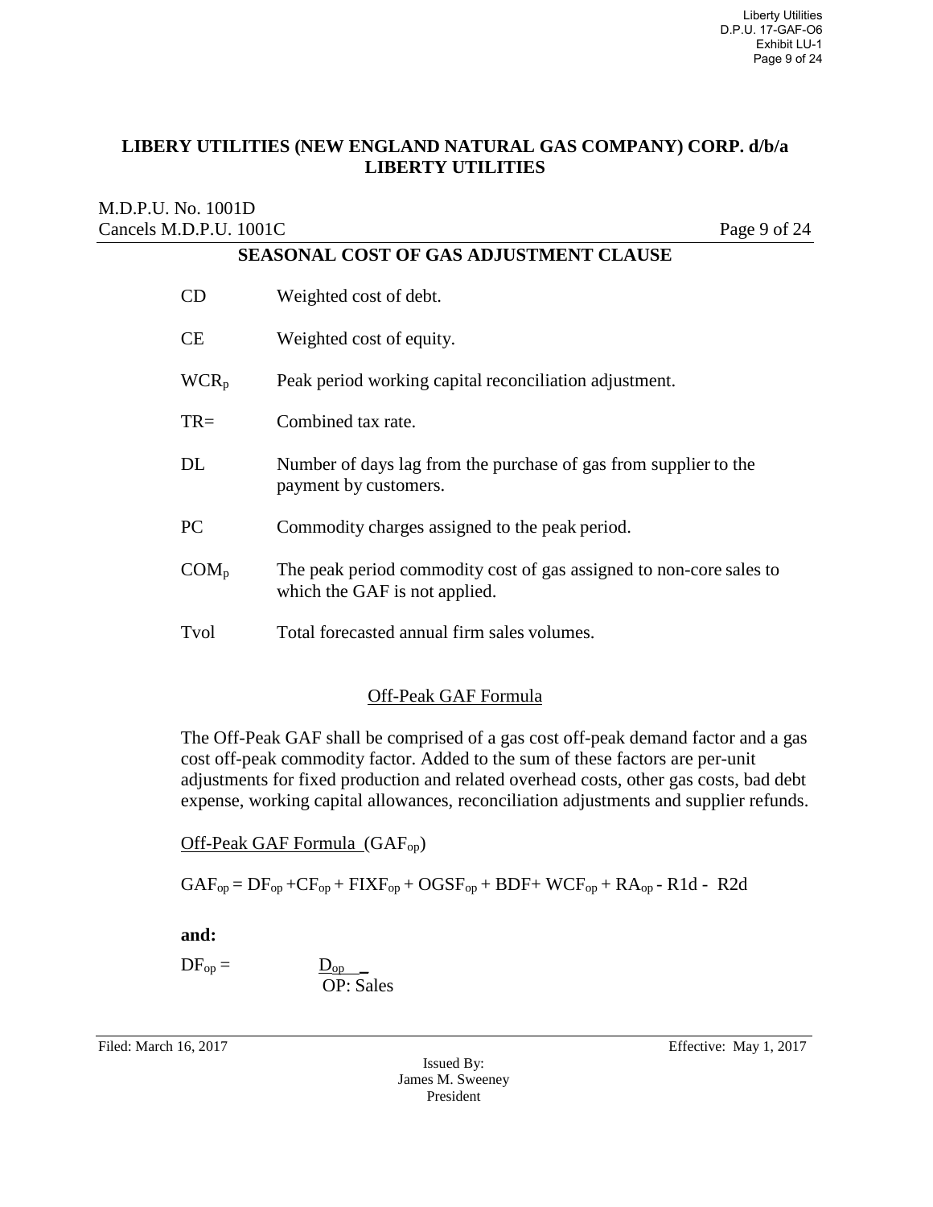**LIBERY UTILITIES (NEW ENGLAND NATURAL GAS COMPANY) CORP. d/b/a LIBERTY UTILITIES**

M.D.P.U. No. 1001D
Cancels M.D.P.U. 1001C

## SEASONAL COST OF GAS ADJUSTMENT CLAUSE

| | |
|---|---|
| CD | Weighted cost of debt. |
| CE | Weighted cost of equity. |
| $WCR_p$ | Peak period working capital reconciliation adjustment. |
| TR= | Combined tax rate. |
| DL | Number of days lag from the purchase of gas from supplier to the payment by customers. |
| PC | Commodity charges assigned to the peak period. |
| $COM_p$ | The peak period commodity cost of gas assigned to non-core sales to which the GAF is not applied. |
| Tvol | Total forecasted annual firm sales volumes. |

### Off-Peak GAF Formula

The Off-Peak GAF shall be comprised of a gas cost off-peak demand factor and a gas cost off-peak commodity factor. Added to the sum of these factors are per-unit adjustments for fixed production and related overhead costs, other gas costs, bad debt expense, working capital allowances, reconciliation adjustments and supplier refunds.

Off-Peak GAF Formula ($GAF_{op}$)

$$GAF_{op} = DF_{op} + CF_{op} + FIXF_{op} + OGSF_{op} + BDF + WCF_{op} + RA_{op} - R1d - R2d$$

**and:**

$$DF_{op} = \frac{D_{op}}{\text{OP: Sales}}$$

Filed: March 16, 2017

Effective: May 1, 2017

Issued By:
James M. Sweeney
President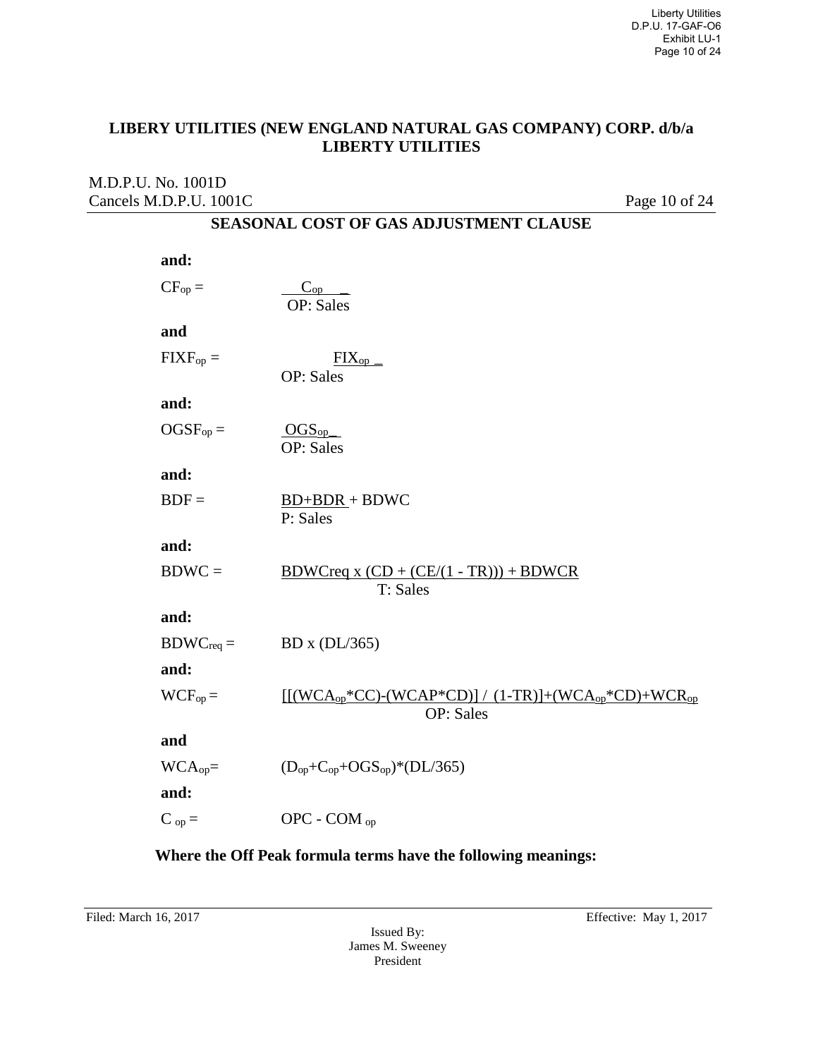**LIBERY UTILITIES (NEW ENGLAND NATURAL GAS COMPANY) CORP. d/b/a LIBERTY UTILITIES**

M.D.P.U. No. 1001D
Cancels M.D.P.U. 1001C

## SEASONAL COST OF GAS ADJUSTMENT CLAUSE

**and:**

$$CF_{op} = \frac{C_{op}}{OP{:}\ Sales}$$

**and**

$$FIXF_{op} = \frac{FIX_{op}}{OP{:}\ Sales}$$

**and:**

$$OGSF_{op} = \frac{OGS_{op}}{OP{:}\ Sales}$$

**and:**

$$BDF = \frac{BD + BDR + BDWC}{P{:}\ Sales}$$

**and:**

$$BDWC = \frac{BDWCreq \times (CD + (CE/(1 - TR))) + BDWCR}{T{:}\ Sales}$$

**and:**

$$BDWC_{req} = BD \times (DL/365)$$

**and:**

$$WCF_{op} = \frac{[[(WCA_{op}*CC)-(WCAP*CD)] / (1-TR)]+(WCA_{op}*CD)+WCR_{op}}{OP{:}\ Sales}$$

**and**

$$WCA_{op} = (D_{op}+C_{op}+OGS_{op})*(DL/365)$$

**and:**

$$C_{op} = OPC - COM_{op}$$

**Where the Off Peak formula terms have the following meanings:**

Filed: March 16, 2017

Effective: May 1, 2017

Issued By:
James M. Sweeney
President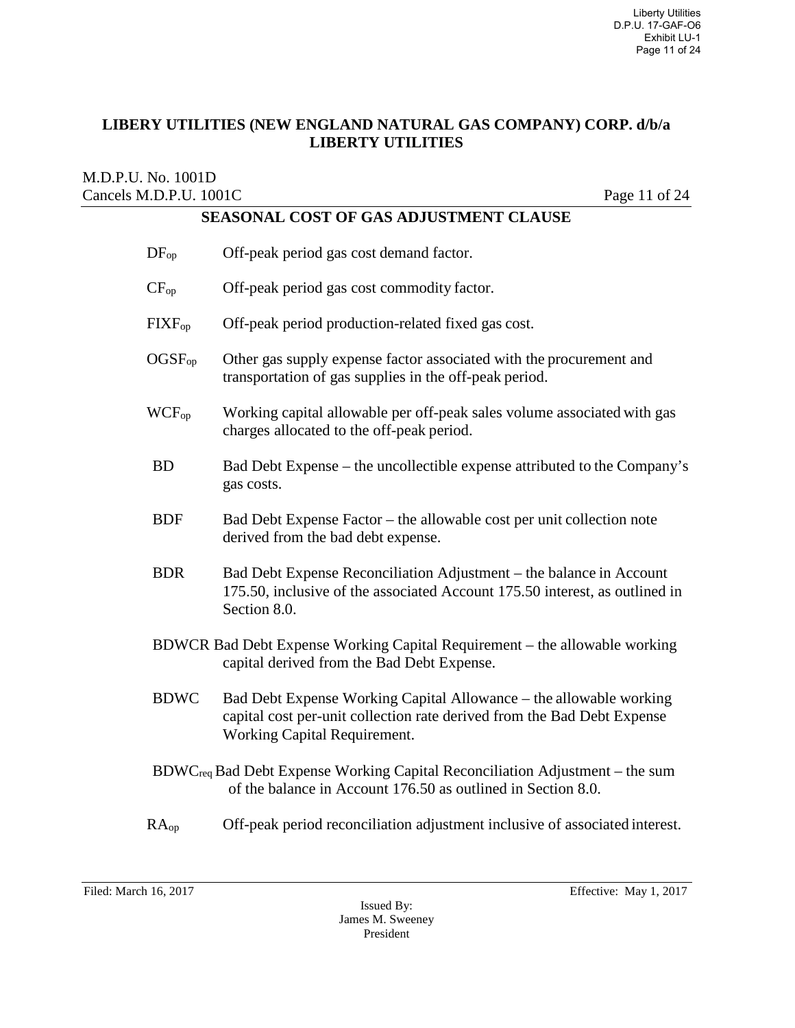**LIBERY UTILITIES (NEW ENGLAND NATURAL GAS COMPANY) CORP. d/b/a LIBERTY UTILITIES**

M.D.P.U. No. 1001D
Cancels M.D.P.U. 1001C

**SEASONAL COST OF GAS ADJUSTMENT CLAUSE**

$DF_{op}$ Off-peak period gas cost demand factor.

$CF_{op}$ Off-peak period gas cost commodity factor.

$FIXF_{op}$ Off-peak period production-related fixed gas cost.

$OGSF_{op}$ Other gas supply expense factor associated with the procurement and transportation of gas supplies in the off-peak period.

$WCF_{op}$ Working capital allowable per off-peak sales volume associated with gas charges allocated to the off-peak period.

BD Bad Debt Expense – the uncollectible expense attributed to the Company's gas costs.

BDF Bad Debt Expense Factor – the allowable cost per unit collection note derived from the bad debt expense.

BDR Bad Debt Expense Reconciliation Adjustment – the balance in Account 175.50, inclusive of the associated Account 175.50 interest, as outlined in Section 8.0.

BDWCR Bad Debt Expense Working Capital Requirement – the allowable working capital derived from the Bad Debt Expense.

BDWC Bad Debt Expense Working Capital Allowance – the allowable working capital cost per-unit collection rate derived from the Bad Debt Expense Working Capital Requirement.

$BDWC_{req}$ Bad Debt Expense Working Capital Reconciliation Adjustment – the sum of the balance in Account 176.50 as outlined in Section 8.0.

$RA_{op}$ Off-peak period reconciliation adjustment inclusive of associated interest.

Filed: March 16, 2017 Effective: May 1, 2017

Issued By:
James M. Sweeney
President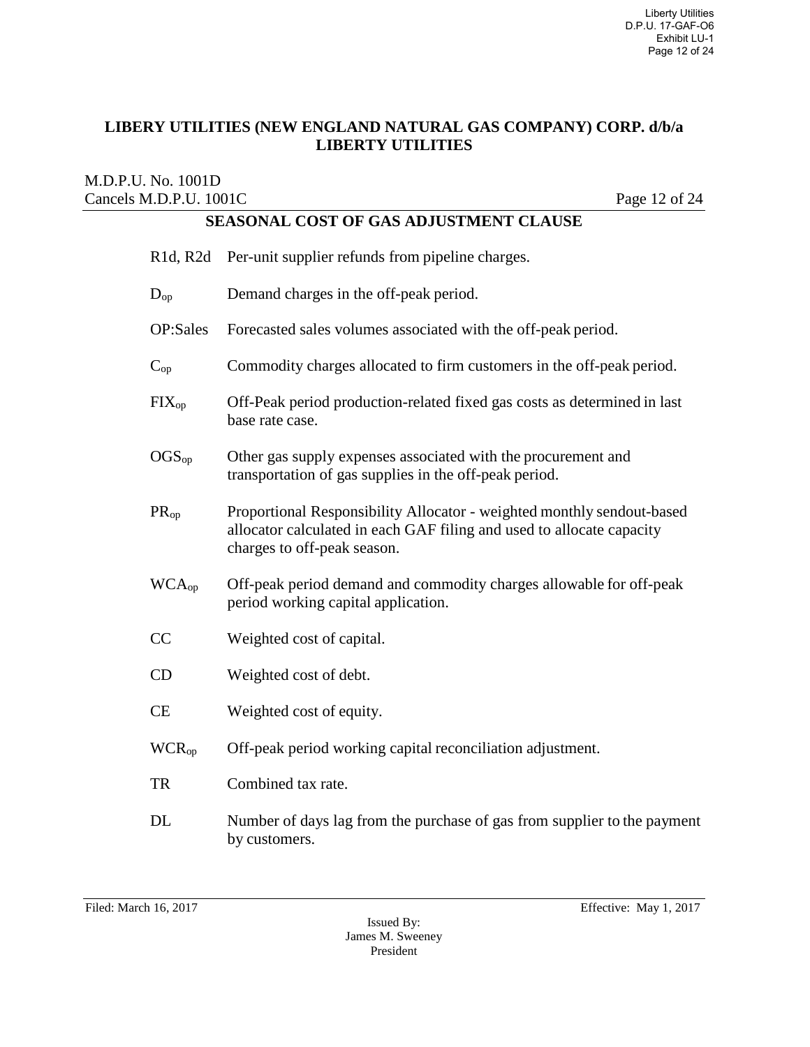## LIBERY UTILITIES (NEW ENGLAND NATURAL GAS COMPANY) CORP. d/b/a LIBERTY UTILITIES

M.D.P.U. No. 1001D
Cancels M.D.P.U. 1001C

### SEASONAL COST OF GAS ADJUSTMENT CLAUSE

| | |
|---|---|
| R1d, R2d | Per-unit supplier refunds from pipeline charges. |
| $D_{op}$ | Demand charges in the off-peak period. |
| OP:Sales | Forecasted sales volumes associated with the off-peak period. |
| $C_{op}$ | Commodity charges allocated to firm customers in the off-peak period. |
| $FIX_{op}$ | Off-Peak period production-related fixed gas costs as determined in last base rate case. |
| $OGS_{op}$ | Other gas supply expenses associated with the procurement and transportation of gas supplies in the off-peak period. |
| $PR_{op}$ | Proportional Responsibility Allocator - weighted monthly sendout-based allocator calculated in each GAF filing and used to allocate capacity charges to off-peak season. |
| $WCA_{op}$ | Off-peak period demand and commodity charges allowable for off-peak period working capital application. |
| CC | Weighted cost of capital. |
| CD | Weighted cost of debt. |
| CE | Weighted cost of equity. |
| $WCR_{op}$ | Off-peak period working capital reconciliation adjustment. |
| TR | Combined tax rate. |
| DL | Number of days lag from the purchase of gas from supplier to the payment by customers. |

Filed: March 16, 2017

Effective: May 1, 2017

Issued By:
James M. Sweeney
President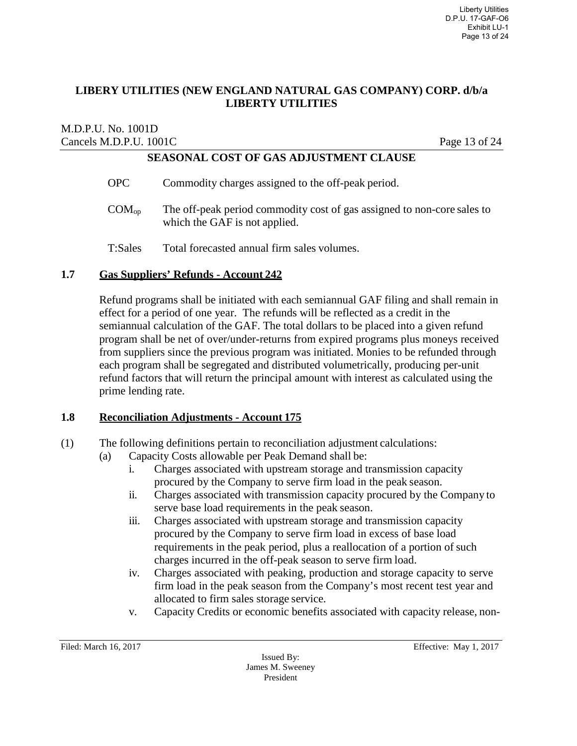**LIBERY UTILITIES (NEW ENGLAND NATURAL GAS COMPANY) CORP. d/b/a LIBERTY UTILITIES**

M.D.P.U. No. 1001D
Cancels M.D.P.U. 1001C

**SEASONAL COST OF GAS ADJUSTMENT CLAUSE**

OPC — Commodity charges assigned to the off-peak period.

$COM_{op}$ — The off-peak period commodity cost of gas assigned to non-core sales to which the GAF is not applied.

T:Sales — Total forecasted annual firm sales volumes.

## 1.7 Gas Suppliers' Refunds - Account 242

Refund programs shall be initiated with each semiannual GAF filing and shall remain in effect for a period of one year. The refunds will be reflected as a credit in the semiannual calculation of the GAF. The total dollars to be placed into a given refund program shall be net of over/under-returns from expired programs plus moneys received from suppliers since the previous program was initiated. Monies to be refunded through each program shall be segregated and distributed volumetrically, producing per-unit refund factors that will return the principal amount with interest as calculated using the prime lending rate.

## 1.8 Reconciliation Adjustments - Account 175

(1) The following definitions pertain to reconciliation adjustment calculations:

(a) Capacity Costs allowable per Peak Demand shall be:

i. Charges associated with upstream storage and transmission capacity procured by the Company to serve firm load in the peak season.

ii. Charges associated with transmission capacity procured by the Company to serve base load requirements in the peak season.

iii. Charges associated with upstream storage and transmission capacity procured by the Company to serve firm load in excess of base load requirements in the peak period, plus a reallocation of a portion of such charges incurred in the off-peak season to serve firm load.

iv. Charges associated with peaking, production and storage capacity to serve firm load in the peak season from the Company's most recent test year and allocated to firm sales storage service.

v. Capacity Credits or economic benefits associated with capacity release, non-

Filed: March 16, 2017 Effective: May 1, 2017

Issued By:
James M. Sweeney
President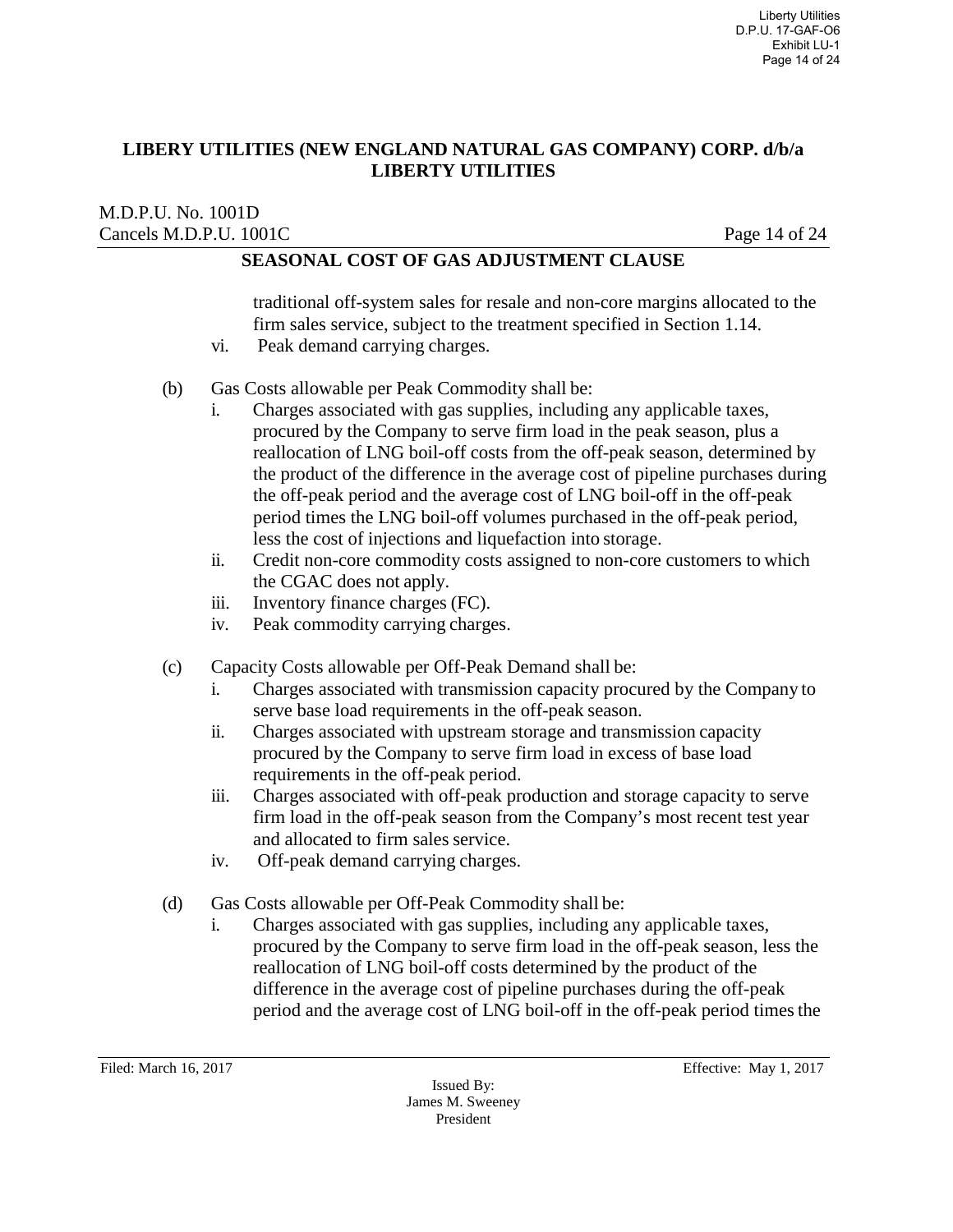**LIBERY UTILITIES (NEW ENGLAND NATURAL GAS COMPANY) CORP. d/b/a LIBERTY UTILITIES**

M.D.P.U. No. 1001D
Cancels M.D.P.U. 1001C

**SEASONAL COST OF GAS ADJUSTMENT CLAUSE**

traditional off-system sales for resale and non-core margins allocated to the firm sales service, subject to the treatment specified in Section 1.14.

vi. Peak demand carrying charges.

(b) Gas Costs allowable per Peak Commodity shall be:

i. Charges associated with gas supplies, including any applicable taxes, procured by the Company to serve firm load in the peak season, plus a reallocation of LNG boil-off costs from the off-peak season, determined by the product of the difference in the average cost of pipeline purchases during the off-peak period and the average cost of LNG boil-off in the off-peak period times the LNG boil-off volumes purchased in the off-peak period, less the cost of injections and liquefaction into storage.

ii. Credit non-core commodity costs assigned to non-core customers to which the CGAC does not apply.

iii. Inventory finance charges (FC).

iv. Peak commodity carrying charges.

(c) Capacity Costs allowable per Off-Peak Demand shall be:

i. Charges associated with transmission capacity procured by the Company to serve base load requirements in the off-peak season.

ii. Charges associated with upstream storage and transmission capacity procured by the Company to serve firm load in excess of base load requirements in the off-peak period.

iii. Charges associated with off-peak production and storage capacity to serve firm load in the off-peak season from the Company's most recent test year and allocated to firm sales service.

iv. Off-peak demand carrying charges.

(d) Gas Costs allowable per Off-Peak Commodity shall be:

i. Charges associated with gas supplies, including any applicable taxes, procured by the Company to serve firm load in the off-peak season, less the reallocation of LNG boil-off costs determined by the product of the difference in the average cost of pipeline purchases during the off-peak period and the average cost of LNG boil-off in the off-peak period times the

Filed: March 16, 2017 Effective: May 1, 2017

Issued By:
James M. Sweeney
President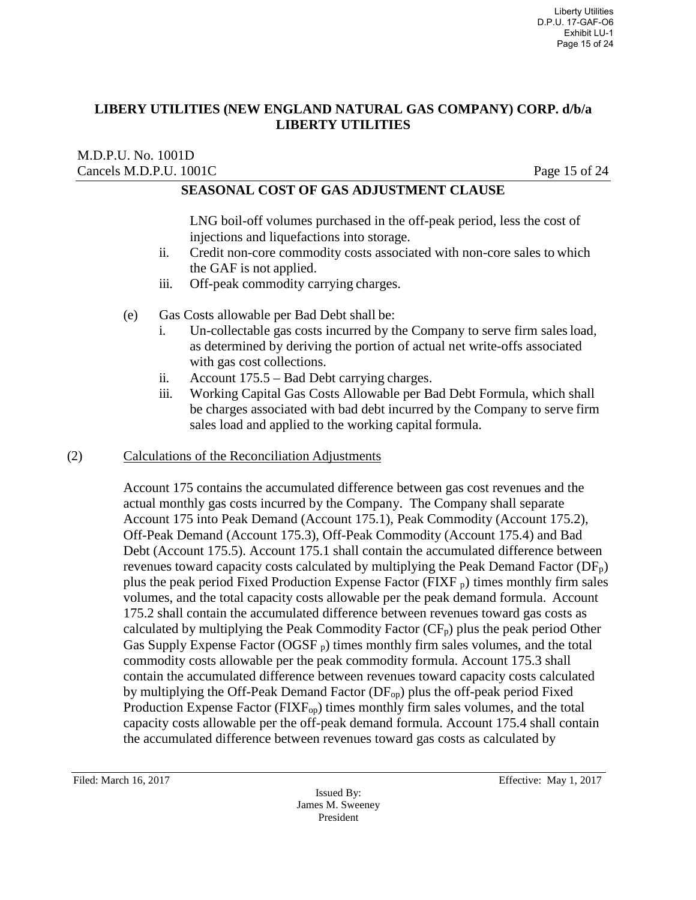LNG boil-off volumes purchased in the off-peak period, less the cost of injections and liquefactions into storage.

ii. Credit non-core commodity costs associated with non-core sales to which the GAF is not applied.

iii. Off-peak commodity carrying charges.

(e) Gas Costs allowable per Bad Debt shall be:

i. Un-collectable gas costs incurred by the Company to serve firm sales load, as determined by deriving the portion of actual net write-offs associated with gas cost collections.

ii. Account 175.5 – Bad Debt carrying charges.

iii. Working Capital Gas Costs Allowable per Bad Debt Formula, which shall be charges associated with bad debt incurred by the Company to serve firm sales load and applied to the working capital formula.

(2) Calculations of the Reconciliation Adjustments

Account 175 contains the accumulated difference between gas cost revenues and the actual monthly gas costs incurred by the Company. The Company shall separate Account 175 into Peak Demand (Account 175.1), Peak Commodity (Account 175.2), Off-Peak Demand (Account 175.3), Off-Peak Commodity (Account 175.4) and Bad Debt (Account 175.5). Account 175.1 shall contain the accumulated difference between revenues toward capacity costs calculated by multiplying the Peak Demand Factor ($DF_p$) plus the peak period Fixed Production Expense Factor ($FIXF_p$) times monthly firm sales volumes, and the total capacity costs allowable per the peak demand formula. Account 175.2 shall contain the accumulated difference between revenues toward gas costs as calculated by multiplying the Peak Commodity Factor ($CF_p$) plus the peak period Other Gas Supply Expense Factor ($OGSF_p$) times monthly firm sales volumes, and the total commodity costs allowable per the peak commodity formula. Account 175.3 shall contain the accumulated difference between revenues toward capacity costs calculated by multiplying the Off-Peak Demand Factor ($DF_{op}$) plus the off-peak period Fixed Production Expense Factor ($FIXF_{op}$) times monthly firm sales volumes, and the total capacity costs allowable per the off-peak demand formula. Account 175.4 shall contain the accumulated difference between revenues toward gas costs as calculated by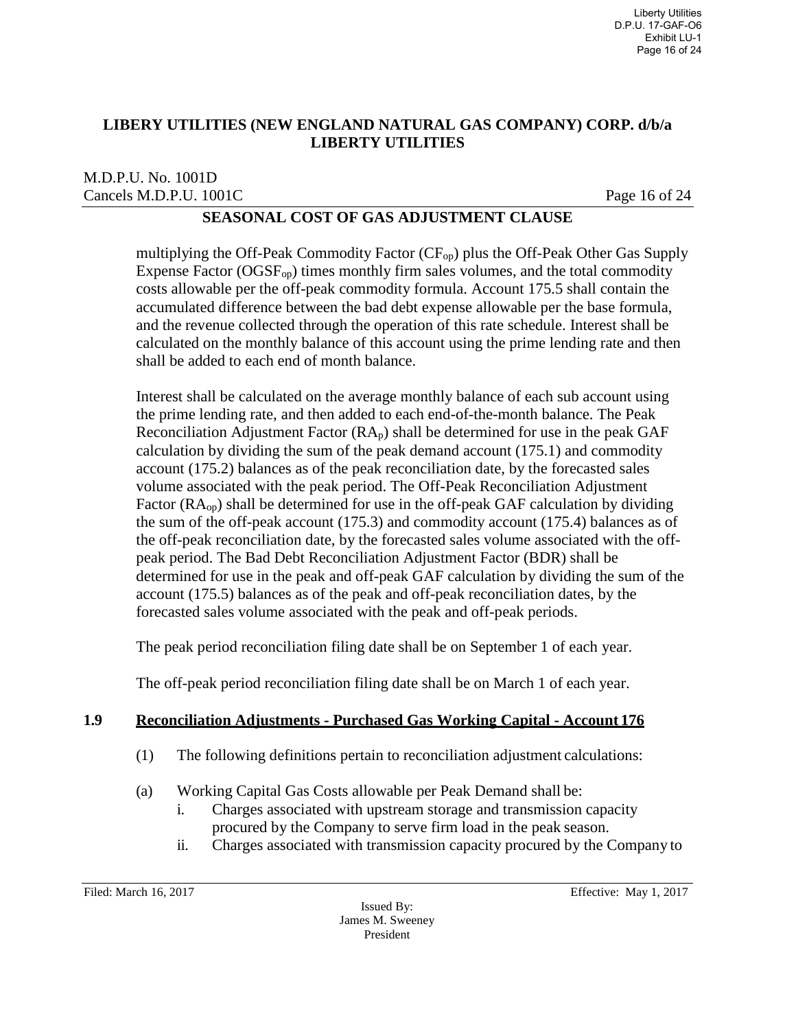multiplying the Off-Peak Commodity Factor ($CF_{op}$) plus the Off-Peak Other Gas Supply Expense Factor ($OGSF_{op}$) times monthly firm sales volumes, and the total commodity costs allowable per the off-peak commodity formula. Account 175.5 shall contain the accumulated difference between the bad debt expense allowable per the base formula, and the revenue collected through the operation of this rate schedule. Interest shall be calculated on the monthly balance of this account using the prime lending rate and then shall be added to each end of month balance.

Interest shall be calculated on the average monthly balance of each sub account using the prime lending rate, and then added to each end-of-the-month balance. The Peak Reconciliation Adjustment Factor ($RA_p$) shall be determined for use in the peak GAF calculation by dividing the sum of the peak demand account (175.1) and commodity account (175.2) balances as of the peak reconciliation date, by the forecasted sales volume associated with the peak period. The Off-Peak Reconciliation Adjustment Factor ($RA_{op}$) shall be determined for use in the off-peak GAF calculation by dividing the sum of the off-peak account (175.3) and commodity account (175.4) balances as of the off-peak reconciliation date, by the forecasted sales volume associated with the off-peak period. The Bad Debt Reconciliation Adjustment Factor (BDR) shall be determined for use in the peak and off-peak GAF calculation by dividing the sum of the account (175.5) balances as of the peak and off-peak reconciliation dates, by the forecasted sales volume associated with the peak and off-peak periods.

The peak period reconciliation filing date shall be on September 1 of each year.

The off-peak period reconciliation filing date shall be on March 1 of each year.

## 1.9 Reconciliation Adjustments - Purchased Gas Working Capital - Account 176

(1) The following definitions pertain to reconciliation adjustment calculations:

(a) Working Capital Gas Costs allowable per Peak Demand shall be:

i. Charges associated with upstream storage and transmission capacity procured by the Company to serve firm load in the peak season.

ii. Charges associated with transmission capacity procured by the Company to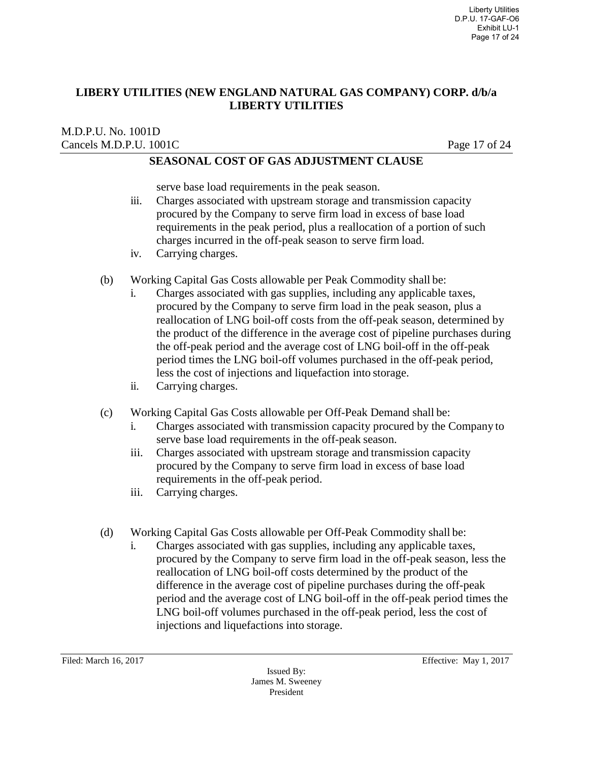**LIBERY UTILITIES (NEW ENGLAND NATURAL GAS COMPANY) CORP. d/b/a LIBERTY UTILITIES**

M.D.P.U. No. 1001D
Cancels M.D.P.U. 1001C

## SEASONAL COST OF GAS ADJUSTMENT CLAUSE

serve base load requirements in the peak season.

iii. Charges associated with upstream storage and transmission capacity procured by the Company to serve firm load in excess of base load requirements in the peak period, plus a reallocation of a portion of such charges incurred in the off-peak season to serve firm load.

iv. Carrying charges.

(b) Working Capital Gas Costs allowable per Peak Commodity shall be:

i. Charges associated with gas supplies, including any applicable taxes, procured by the Company to serve firm load in the peak season, plus a reallocation of LNG boil-off costs from the off-peak season, determined by the product of the difference in the average cost of pipeline purchases during the off-peak period and the average cost of LNG boil-off in the off-peak period times the LNG boil-off volumes purchased in the off-peak period, less the cost of injections and liquefaction into storage.

ii. Carrying charges.

(c) Working Capital Gas Costs allowable per Off-Peak Demand shall be:

i. Charges associated with transmission capacity procured by the Company to serve base load requirements in the off-peak season.

iii. Charges associated with upstream storage and transmission capacity procured by the Company to serve firm load in excess of base load requirements in the off-peak period.

iii. Carrying charges.

(d) Working Capital Gas Costs allowable per Off-Peak Commodity shall be:

i. Charges associated with gas supplies, including any applicable taxes, procured by the Company to serve firm load in the off-peak season, less the reallocation of LNG boil-off costs determined by the product of the difference in the average cost of pipeline purchases during the off-peak period and the average cost of LNG boil-off in the off-peak period times the LNG boil-off volumes purchased in the off-peak period, less the cost of injections and liquefactions into storage.

Filed: March 16, 2017 Effective: May 1, 2017

Issued By:
James M. Sweeney
President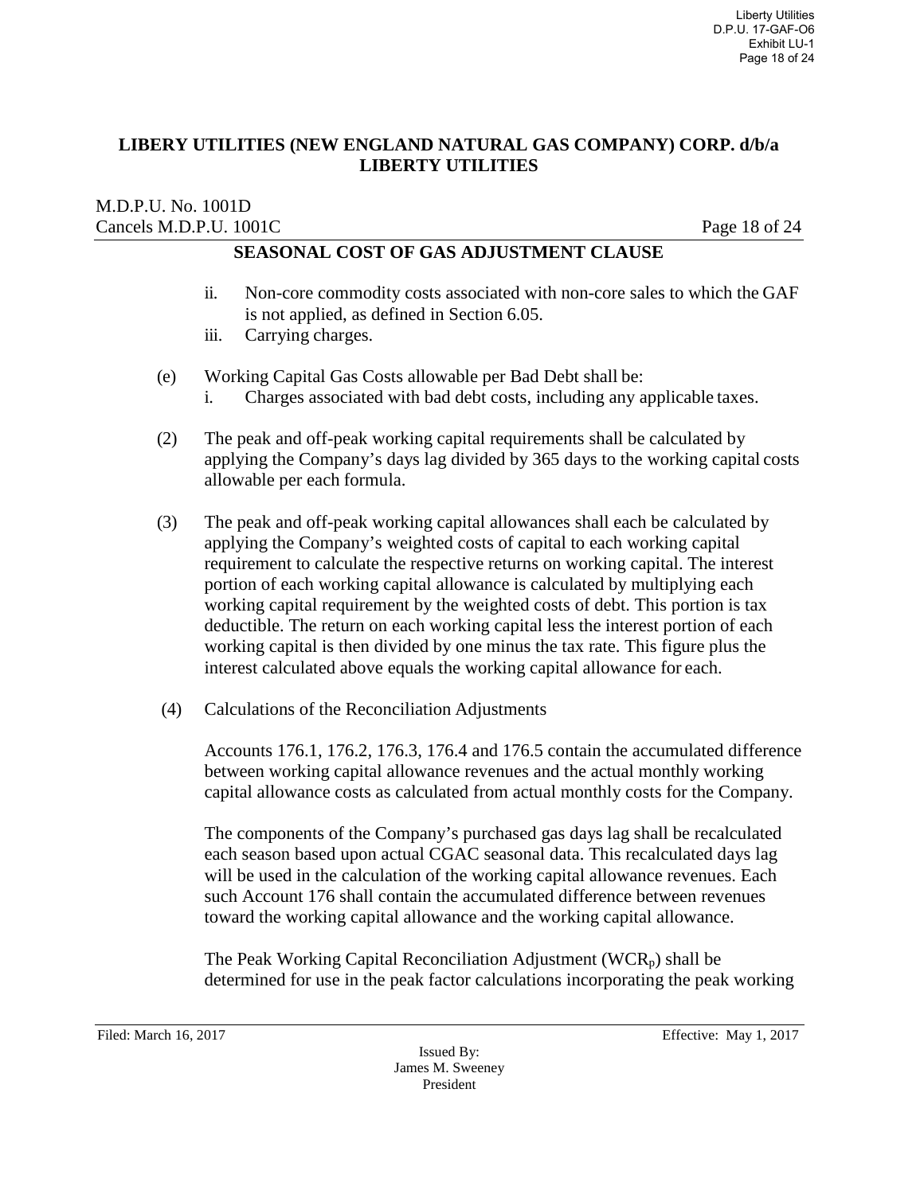**LIBERY UTILITIES (NEW ENGLAND NATURAL GAS COMPANY) CORP. d/b/a LIBERTY UTILITIES**

M.D.P.U. No. 1001D
Cancels M.D.P.U. 1001C

## SEASONAL COST OF GAS ADJUSTMENT CLAUSE

ii. Non-core commodity costs associated with non-core sales to which the GAF is not applied, as defined in Section 6.05.

iii. Carrying charges.

(e) Working Capital Gas Costs allowable per Bad Debt shall be:

i. Charges associated with bad debt costs, including any applicable taxes.

(2) The peak and off-peak working capital requirements shall be calculated by applying the Company's days lag divided by 365 days to the working capital costs allowable per each formula.

(3) The peak and off-peak working capital allowances shall each be calculated by applying the Company's weighted costs of capital to each working capital requirement to calculate the respective returns on working capital. The interest portion of each working capital allowance is calculated by multiplying each working capital requirement by the weighted costs of debt. This portion is tax deductible. The return on each working capital less the interest portion of each working capital is then divided by one minus the tax rate. This figure plus the interest calculated above equals the working capital allowance for each.

(4) Calculations of the Reconciliation Adjustments

Accounts 176.1, 176.2, 176.3, 176.4 and 176.5 contain the accumulated difference between working capital allowance revenues and the actual monthly working capital allowance costs as calculated from actual monthly costs for the Company.

The components of the Company's purchased gas days lag shall be recalculated each season based upon actual CGAC seasonal data. This recalculated days lag will be used in the calculation of the working capital allowance revenues. Each such Account 176 shall contain the accumulated difference between revenues toward the working capital allowance and the working capital allowance.

The Peak Working Capital Reconciliation Adjustment ($WCR_p$) shall be determined for use in the peak factor calculations incorporating the peak working

Filed: March 16, 2017 Effective: May 1, 2017

Issued By:
James M. Sweeney
President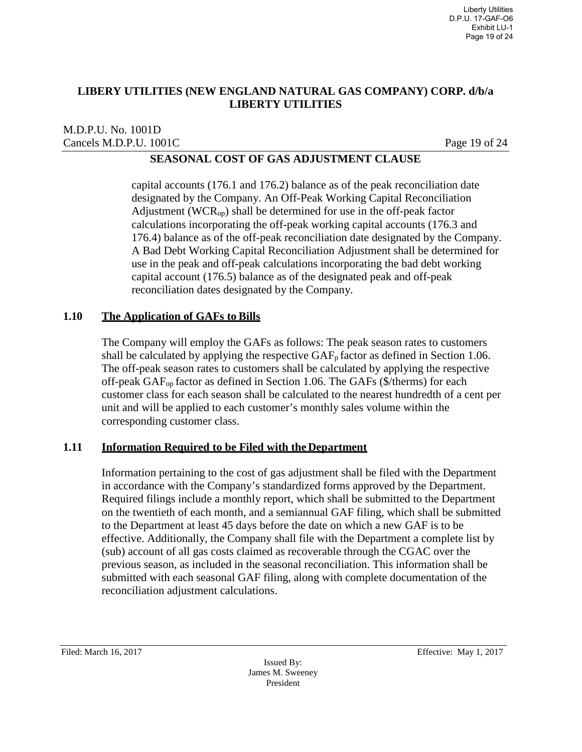**LIBERY UTILITIES (NEW ENGLAND NATURAL GAS COMPANY) CORP. d/b/a LIBERTY UTILITIES**

M.D.P.U. No. 1001D
Cancels M.D.P.U. 1001C

**SEASONAL COST OF GAS ADJUSTMENT CLAUSE**

capital accounts (176.1 and 176.2) balance as of the peak reconciliation date designated by the Company. An Off-Peak Working Capital Reconciliation Adjustment ($WCR_{op}$) shall be determined for use in the off-peak factor calculations incorporating the off-peak working capital accounts (176.3 and 176.4) balance as of the off-peak reconciliation date designated by the Company. A Bad Debt Working Capital Reconciliation Adjustment shall be determined for use in the peak and off-peak calculations incorporating the bad debt working capital account (176.5) balance as of the designated peak and off-peak reconciliation dates designated by the Company.

## 1.10 The Application of GAFs to Bills

The Company will employ the GAFs as follows: The peak season rates to customers shall be calculated by applying the respective $GAF_p$ factor as defined in Section 1.06. The off-peak season rates to customers shall be calculated by applying the respective off-peak $GAF_{op}$ factor as defined in Section 1.06. The GAFs ($/therms) for each customer class for each season shall be calculated to the nearest hundredth of a cent per unit and will be applied to each customer's monthly sales volume within the corresponding customer class.

## 1.11 Information Required to be Filed with the Department

Information pertaining to the cost of gas adjustment shall be filed with the Department in accordance with the Company's standardized forms approved by the Department. Required filings include a monthly report, which shall be submitted to the Department on the twentieth of each month, and a semiannual GAF filing, which shall be submitted to the Department at least 45 days before the date on which a new GAF is to be effective. Additionally, the Company shall file with the Department a complete list by (sub) account of all gas costs claimed as recoverable through the CGAC over the previous season, as included in the seasonal reconciliation. This information shall be submitted with each seasonal GAF filing, along with complete documentation of the reconciliation adjustment calculations.

Filed: March 16, 2017 Effective: May 1, 2017

Issued By:
James M. Sweeney
President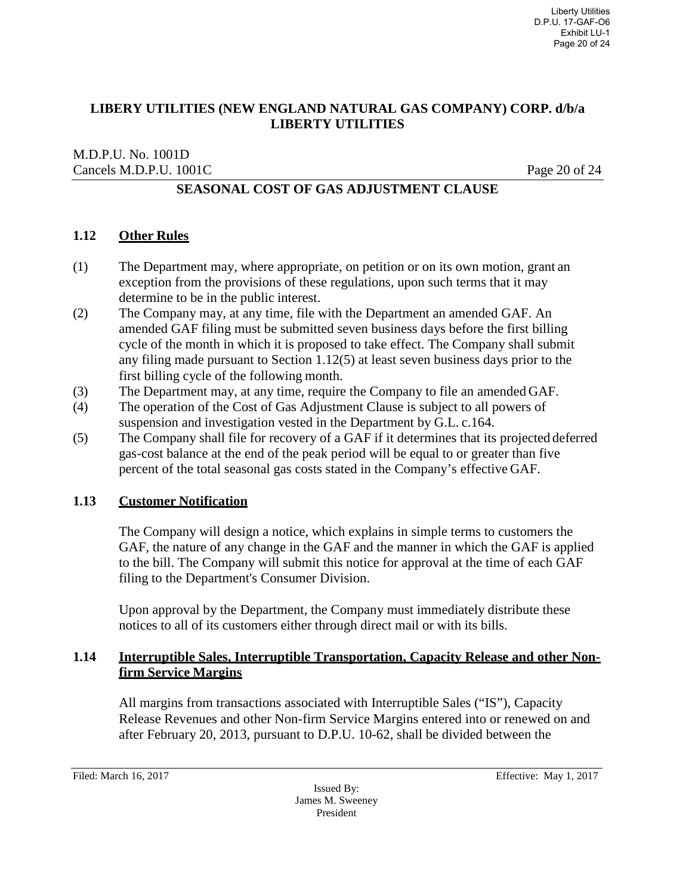**LIBERY UTILITIES (NEW ENGLAND NATURAL GAS COMPANY) CORP. d/b/a LIBERTY UTILITIES**

M.D.P.U. No. 1001D
Cancels M.D.P.U. 1001C

## SEASONAL COST OF GAS ADJUSTMENT CLAUSE

### 1.12 Other Rules

(1) The Department may, where appropriate, on petition or on its own motion, grant an exception from the provisions of these regulations, upon such terms that it may determine to be in the public interest.

(2) The Company may, at any time, file with the Department an amended GAF. An amended GAF filing must be submitted seven business days before the first billing cycle of the month in which it is proposed to take effect. The Company shall submit any filing made pursuant to Section 1.12(5) at least seven business days prior to the first billing cycle of the following month.

(3) The Department may, at any time, require the Company to file an amended GAF.

(4) The operation of the Cost of Gas Adjustment Clause is subject to all powers of suspension and investigation vested in the Department by G.L. c.164.

(5) The Company shall file for recovery of a GAF if it determines that its projected deferred gas-cost balance at the end of the peak period will be equal to or greater than five percent of the total seasonal gas costs stated in the Company's effective GAF.

### 1.13 Customer Notification

The Company will design a notice, which explains in simple terms to customers the GAF, the nature of any change in the GAF and the manner in which the GAF is applied to the bill. The Company will submit this notice for approval at the time of each GAF filing to the Department's Consumer Division.

Upon approval by the Department, the Company must immediately distribute these notices to all of its customers either through direct mail or with its bills.

### 1.14 Interruptible Sales, Interruptible Transportation, Capacity Release and other Non-firm Service Margins

All margins from transactions associated with Interruptible Sales ("IS"), Capacity Release Revenues and other Non-firm Service Margins entered into or renewed on and after February 20, 2013, pursuant to D.P.U. 10-62, shall be divided between the

Filed: March 16, 2017 | Effective: May 1, 2017

Issued By:
James M. Sweeney
President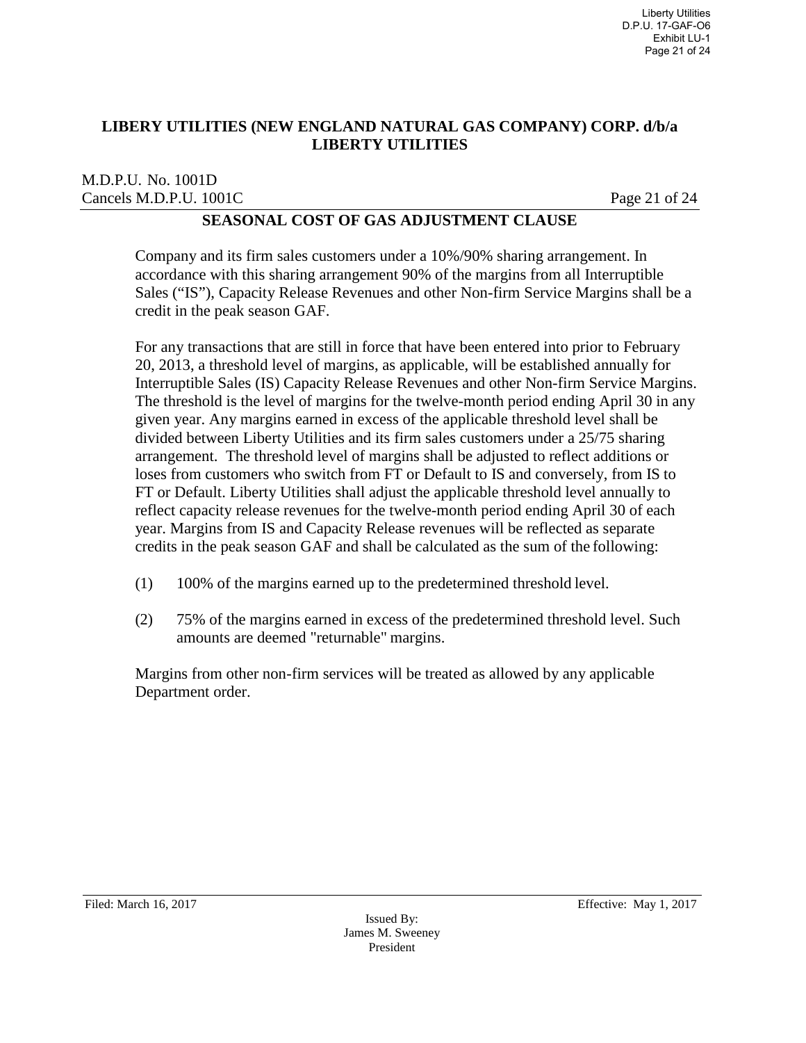**LIBERY UTILITIES (NEW ENGLAND NATURAL GAS COMPANY) CORP. d/b/a LIBERTY UTILITIES**

M.D.P.U. No. 1001D
Cancels M.D.P.U. 1001C

## SEASONAL COST OF GAS ADJUSTMENT CLAUSE

Company and its firm sales customers under a 10%/90% sharing arrangement. In accordance with this sharing arrangement 90% of the margins from all Interruptible Sales ("IS"), Capacity Release Revenues and other Non-firm Service Margins shall be a credit in the peak season GAF.

For any transactions that are still in force that have been entered into prior to February 20, 2013, a threshold level of margins, as applicable, will be established annually for Interruptible Sales (IS) Capacity Release Revenues and other Non-firm Service Margins. The threshold is the level of margins for the twelve-month period ending April 30 in any given year. Any margins earned in excess of the applicable threshold level shall be divided between Liberty Utilities and its firm sales customers under a 25/75 sharing arrangement. The threshold level of margins shall be adjusted to reflect additions or loses from customers who switch from FT or Default to IS and conversely, from IS to FT or Default. Liberty Utilities shall adjust the applicable threshold level annually to reflect capacity release revenues for the twelve-month period ending April 30 of each year. Margins from IS and Capacity Release revenues will be reflected as separate credits in the peak season GAF and shall be calculated as the sum of the following:

(1) 100% of the margins earned up to the predetermined threshold level.

(2) 75% of the margins earned in excess of the predetermined threshold level. Such amounts are deemed "returnable" margins.

Margins from other non-firm services will be treated as allowed by any applicable Department order.

Filed: March 16, 2017 Effective: May 1, 2017

Issued By:
James M. Sweeney
President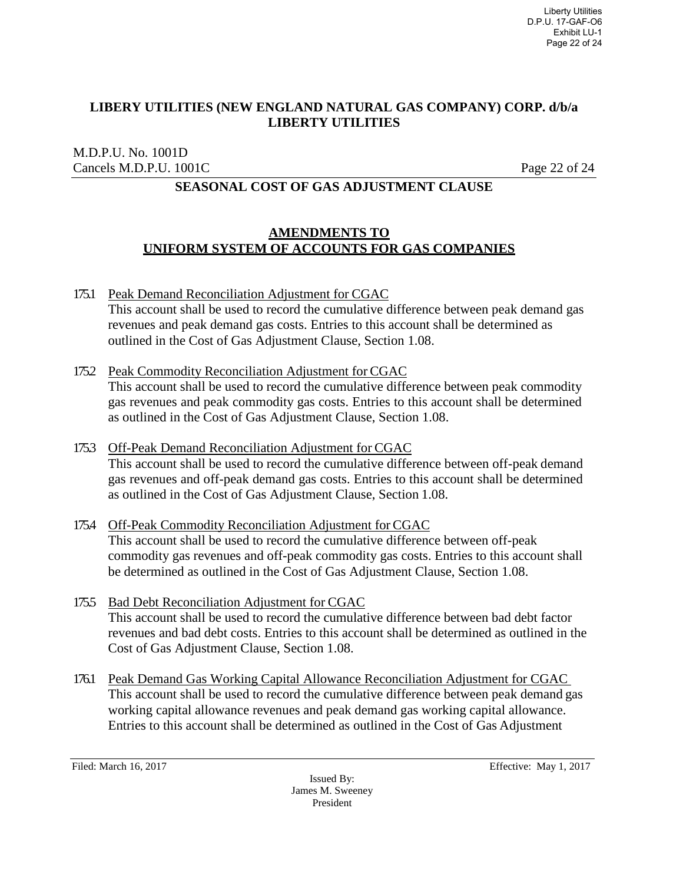**LIBERY UTILITIES (NEW ENGLAND NATURAL GAS COMPANY) CORP. d/b/a LIBERTY UTILITIES**

M.D.P.U. No. 1001D
Cancels M.D.P.U. 1001C

**SEASONAL COST OF GAS ADJUSTMENT CLAUSE**

## AMENDMENTS TO UNIFORM SYSTEM OF ACCOUNTS FOR GAS COMPANIES

175.1 Peak Demand Reconciliation Adjustment for CGAC
This account shall be used to record the cumulative difference between peak demand gas revenues and peak demand gas costs. Entries to this account shall be determined as outlined in the Cost of Gas Adjustment Clause, Section 1.08.

175.2 Peak Commodity Reconciliation Adjustment for CGAC
This account shall be used to record the cumulative difference between peak commodity gas revenues and peak commodity gas costs. Entries to this account shall be determined as outlined in the Cost of Gas Adjustment Clause, Section 1.08.

175.3 Off-Peak Demand Reconciliation Adjustment for CGAC
This account shall be used to record the cumulative difference between off-peak demand gas revenues and off-peak demand gas costs. Entries to this account shall be determined as outlined in the Cost of Gas Adjustment Clause, Section 1.08.

175.4 Off-Peak Commodity Reconciliation Adjustment for CGAC
This account shall be used to record the cumulative difference between off-peak commodity gas revenues and off-peak commodity gas costs. Entries to this account shall be determined as outlined in the Cost of Gas Adjustment Clause, Section 1.08.

175.5 Bad Debt Reconciliation Adjustment for CGAC
This account shall be used to record the cumulative difference between bad debt factor revenues and bad debt costs. Entries to this account shall be determined as outlined in the Cost of Gas Adjustment Clause, Section 1.08.

176.1 Peak Demand Gas Working Capital Allowance Reconciliation Adjustment for CGAC
This account shall be used to record the cumulative difference between peak demand gas working capital allowance revenues and peak demand gas working capital allowance. Entries to this account shall be determined as outlined in the Cost of Gas Adjustment

Filed: March 16, 2017 Effective: May 1, 2017

Issued By:
James M. Sweeney
President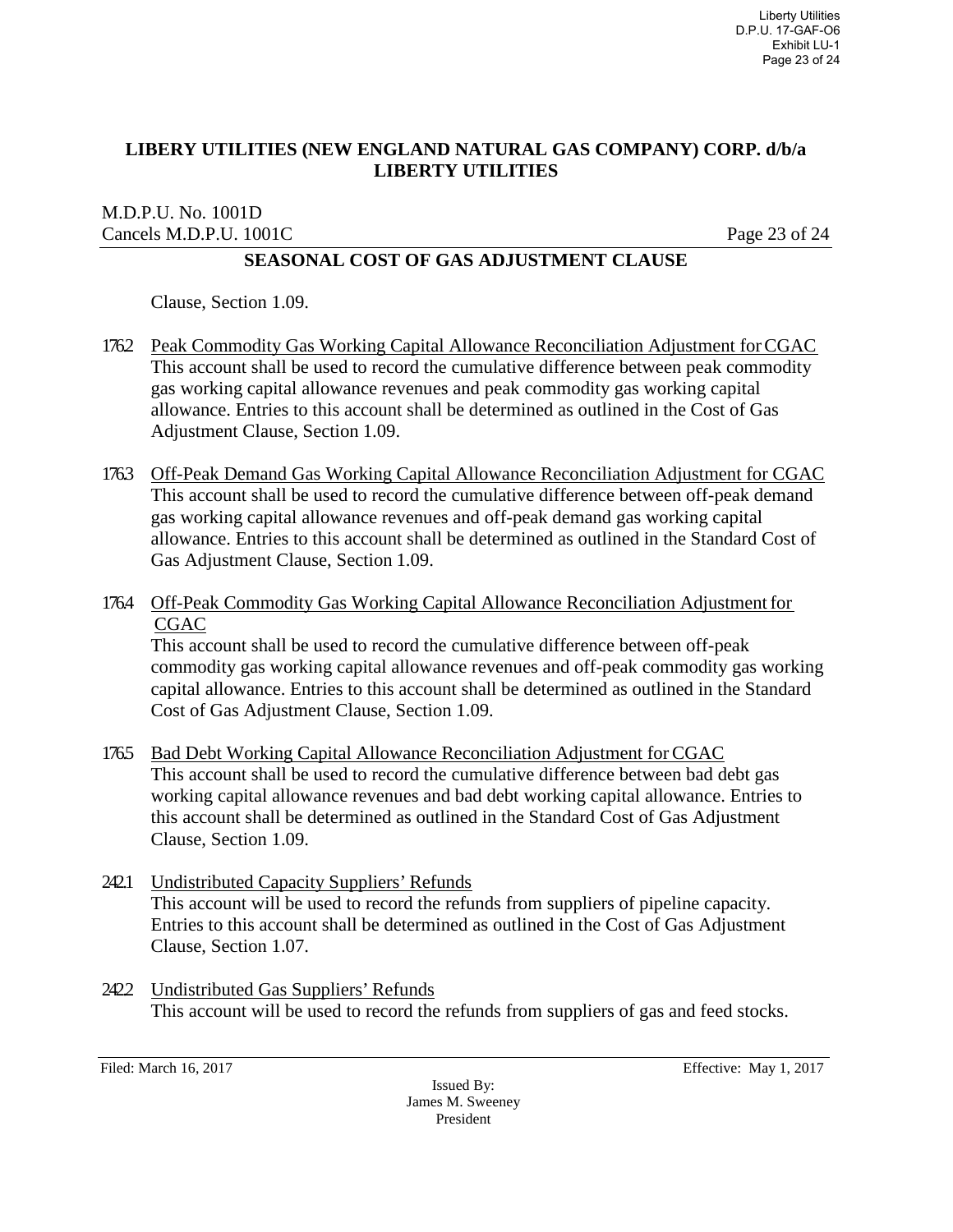Clause, Section 1.09.

176.2 Peak Commodity Gas Working Capital Allowance Reconciliation Adjustment for CGAC
This account shall be used to record the cumulative difference between peak commodity gas working capital allowance revenues and peak commodity gas working capital allowance. Entries to this account shall be determined as outlined in the Cost of Gas Adjustment Clause, Section 1.09.

176.3 Off-Peak Demand Gas Working Capital Allowance Reconciliation Adjustment for CGAC
This account shall be used to record the cumulative difference between off-peak demand gas working capital allowance revenues and off-peak demand gas working capital allowance. Entries to this account shall be determined as outlined in the Standard Cost of Gas Adjustment Clause, Section 1.09.

176.4 Off-Peak Commodity Gas Working Capital Allowance Reconciliation Adjustment for CGAC
This account shall be used to record the cumulative difference between off-peak commodity gas working capital allowance revenues and off-peak commodity gas working capital allowance. Entries to this account shall be determined as outlined in the Standard Cost of Gas Adjustment Clause, Section 1.09.

176.5 Bad Debt Working Capital Allowance Reconciliation Adjustment for CGAC
This account shall be used to record the cumulative difference between bad debt gas working capital allowance revenues and bad debt working capital allowance. Entries to this account shall be determined as outlined in the Standard Cost of Gas Adjustment Clause, Section 1.09.

242.1 Undistributed Capacity Suppliers' Refunds
This account will be used to record the refunds from suppliers of pipeline capacity. Entries to this account shall be determined as outlined in the Cost of Gas Adjustment Clause, Section 1.07.

242.2 Undistributed Gas Suppliers' Refunds
This account will be used to record the refunds from suppliers of gas and feed stocks.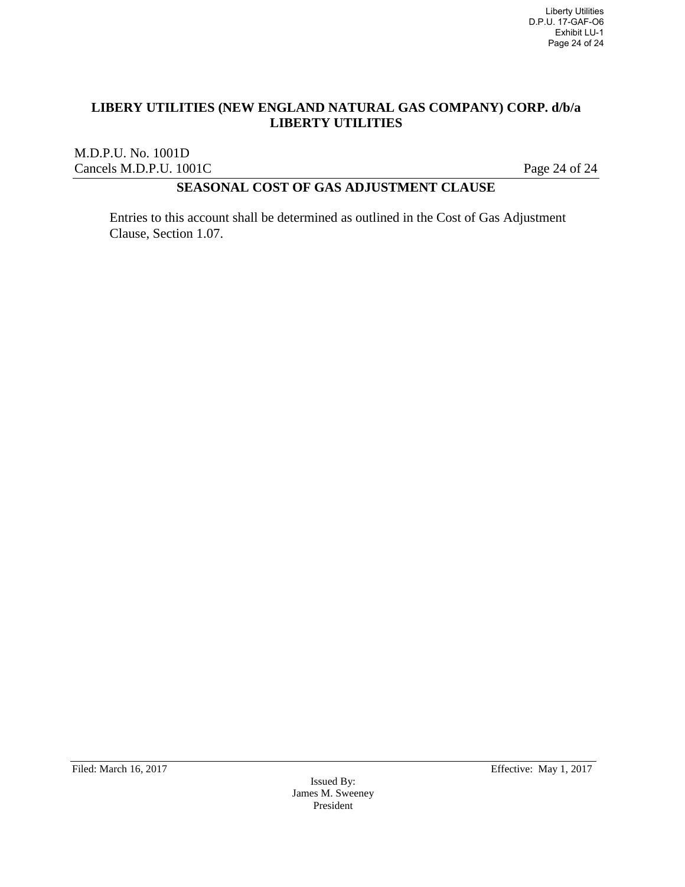**LIBERY UTILITIES (NEW ENGLAND NATURAL GAS COMPANY) CORP. d/b/a LIBERTY UTILITIES**

M.D.P.U. No. 1001D
Cancels M.D.P.U. 1001C

## SEASONAL COST OF GAS ADJUSTMENT CLAUSE

Entries to this account shall be determined as outlined in the Cost of Gas Adjustment Clause, Section 1.07.

Filed: March 16, 2017 Effective: May 1, 2017

Issued By:
James M. Sweeney
President